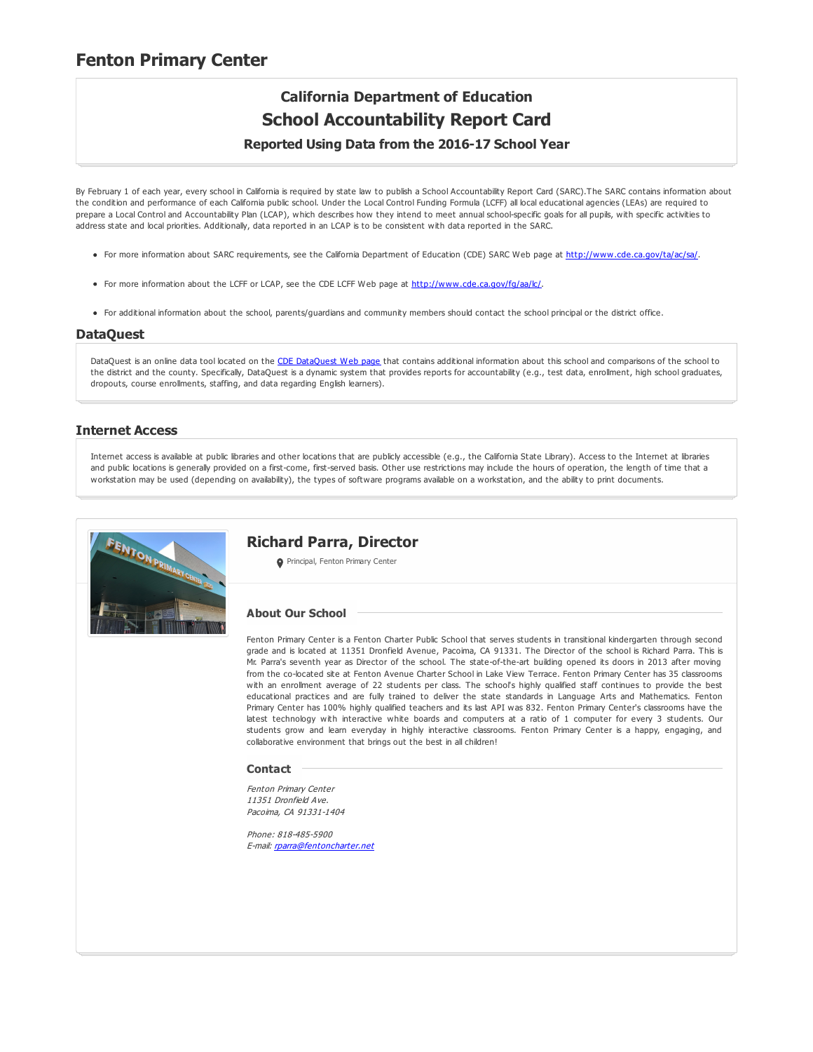# Fenton Primary Center

## California Department of Education
## School Accountability Report Card
### Reported Using Data from the 2016-17 School Year

By February 1 of each year, every school in California is required by state law to publish a School Accountability Report Card (SARC).The SARC contains information about the condition and performance of each California public school. Under the Local Control Funding Formula (LCFF) all local educational agencies (LEAs) are required to prepare a Local Control and Accountability Plan (LCAP), which describes how they intend to meet annual school-specific goals for all pupils, with specific activities to address state and local priorities. Additionally, data reported in an LCAP is to be consistent with data reported in the SARC.

- For more information about SARC requirements, see the California Department of Education (CDE) SARC Web page at http://www.cde.ca.gov/ta/ac/sa/.
- For more information about the LCFF or LCAP, see the CDE LCFF Web page at http://www.cde.ca.gov/fg/aa/lc/.
- For additional information about the school, parents/guardians and community members should contact the school principal or the district office.

## DataQuest

DataQuest is an online data tool located on the CDE DataQuest Web page that contains additional information about this school and comparisons of the school to the district and the county. Specifically, DataQuest is a dynamic system that provides reports for accountability (e.g., test data, enrollment, high school graduates, dropouts, course enrollments, staffing, and data regarding English learners).

## Internet Access

Internet access is available at public libraries and other locations that are publicly accessible (e.g., the California State Library). Access to the Internet at libraries and public locations is generally provided on a first-come, first-served basis. Other use restrictions may include the hours of operation, the length of time that a workstation may be used (depending on availability), the types of software programs available on a workstation, and the ability to print documents.

## Richard Parra, Director

Principal, Fenton Primary Center

### About Our School

Fenton Primary Center is a Fenton Charter Public School that serves students in transitional kindergarten through second grade and is located at 11351 Dronfield Avenue, Pacoima, CA 91331. The Director of the school is Richard Parra. This is Mr. Parra's seventh year as Director of the school. The state-of-the-art building opened its doors in 2013 after moving from the co-located site at Fenton Avenue Charter School in Lake View Terrace. Fenton Primary Center has 35 classrooms with an enrollment average of 22 students per class. The school's highly qualified staff continues to provide the best educational practices and are fully trained to deliver the state standards in Language Arts and Mathematics. Fenton Primary Center has 100% highly qualified teachers and its last API was 832. Fenton Primary Center's classrooms have the latest technology with interactive white boards and computers at a ratio of 1 computer for every 3 students. Our students grow and learn everyday in highly interactive classrooms. Fenton Primary Center is a happy, engaging, and collaborative environment that brings out the best in all children!

### Contact

*Fenton Primary Center*
*11351 Dronfield Ave.*
*Pacoima, CA 91331-1404*

*Phone: 818-485-5900*
*E-mail: rparra@fentoncharter.net*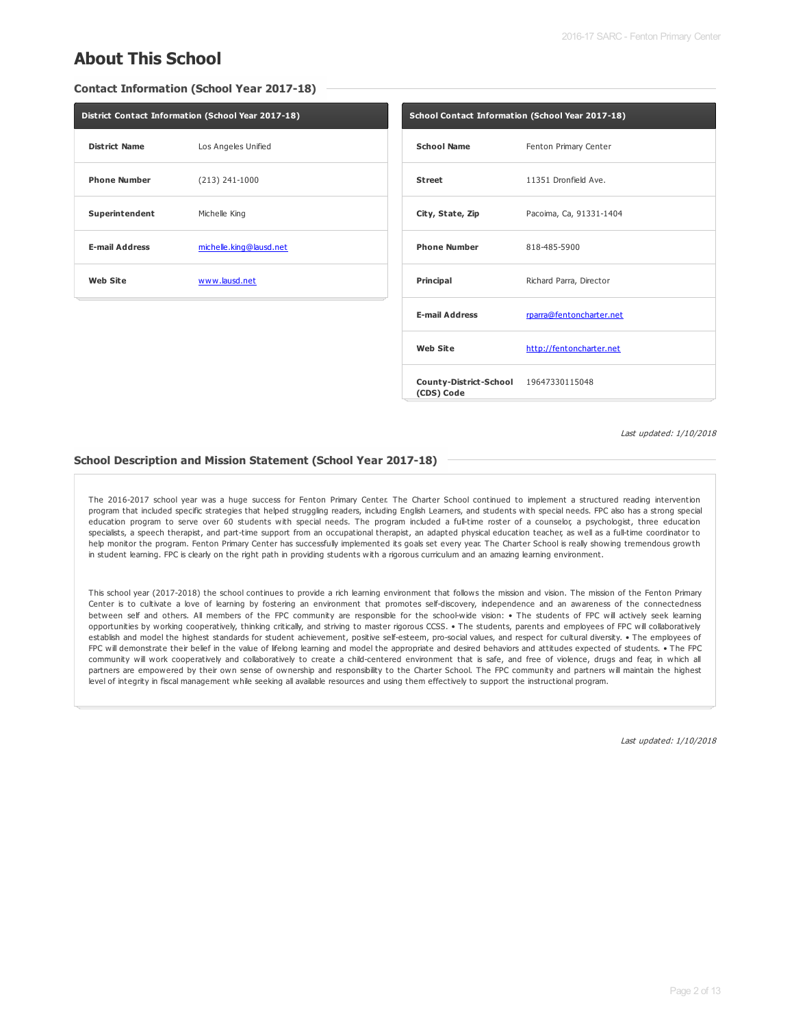# About This School

## Contact Information (School Year 2017-18)

| District Contact Information (School Year 2017-18) | |
|---|---|
| **District Name** | Los Angeles Unified |
| **Phone Number** | (213) 241-1000 |
| **Superintendent** | Michelle King |
| **E-mail Address** | michelle.king@lausd.net |
| **Web Site** | www.lausd.net |

| School Contact Information (School Year 2017-18) | |
|---|---|
| **School Name** | Fenton Primary Center |
| **Street** | 11351 Dronfield Ave. |
| **City, State, Zip** | Pacoima, Ca, 91331-1404 |
| **Phone Number** | 818-485-5900 |
| **Principal** | Richard Parra, Director |
| **E-mail Address** | rparra@fentoncharter.net |
| **Web Site** | http://fentoncharter.net |
| **County-District-School (CDS) Code** | 19647330115048 |

*Last updated: 1/10/2018*

## School Description and Mission Statement (School Year 2017-18)

The 2016-2017 school year was a huge success for Fenton Primary Center. The Charter School continued to implement a structured reading intervention program that included specific strategies that helped struggling readers, including English Learners, and students with special needs. FPC also has a strong special education program to serve over 60 students with special needs. The program included a full-time roster of a counselor, a psychologist, three education specialists, a speech therapist, and part-time support from an occupational therapist, an adapted physical education teacher, as well as a full-time coordinator to help monitor the program. Fenton Primary Center has successfully implemented its goals set every year. The Charter School is really showing tremendous growth in student learning. FPC is clearly on the right path in providing students with a rigorous curriculum and an amazing learning environment.

This school year (2017-2018) the school continues to provide a rich learning environment that follows the mission and vision. The mission of the Fenton Primary Center is to cultivate a love of learning by fostering an environment that promotes self-discovery, independence and an awareness of the connectedness between self and others. All members of the FPC community are responsible for the school-wide vision: • The students of FPC will actively seek learning opportunities by working cooperatively, thinking critically, and striving to master rigorous CCSS. • The students, parents and employees of FPC will collaboratively establish and model the highest standards for student achievement, positive self-esteem, pro-social values, and respect for cultural diversity. • The employees of FPC will demonstrate their belief in the value of lifelong learning and model the appropriate and desired behaviors and attitudes expected of students. • The FPC community will work cooperatively and collaboratively to create a child-centered environment that is safe, and free of violence, drugs and fear, in which all partners are empowered by their own sense of ownership and responsibility to the Charter School. The FPC community and partners will maintain the highest level of integrity in fiscal management while seeking all available resources and using them effectively to support the instructional program.

*Last updated: 1/10/2018*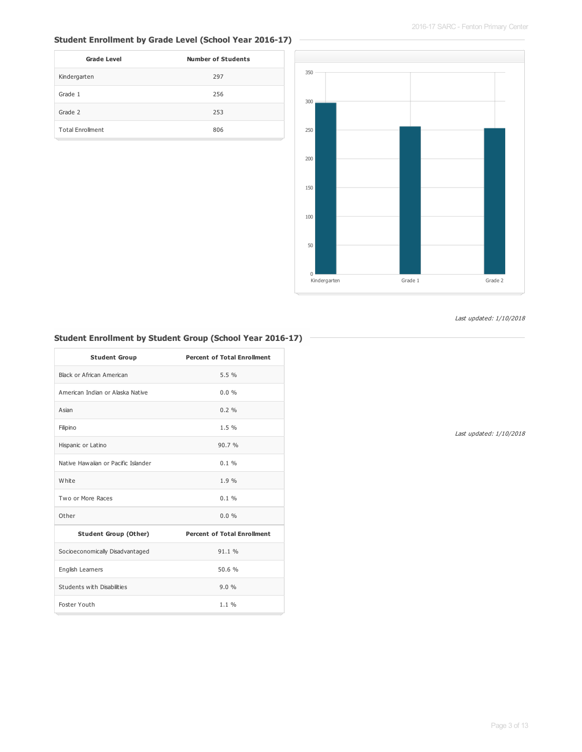## Student Enrollment by Grade Level (School Year 2016-17)

| Grade Level | Number of Students |
|---|---|
| Kindergarten | 297 |
| Grade 1 | 256 |
| Grade 2 | 253 |
| Total Enrollment | 806 |

*Last updated: 1/10/2018*

## Student Enrollment by Student Group (School Year 2016-17)

| Student Group | Percent of Total Enrollment |
|---|---|
| Black or African American | 5.5 % |
| American Indian or Alaska Native | 0.0 % |
| Asian | 0.2 % |
| Filipino | 1.5 % |
| Hispanic or Latino | 90.7 % |
| Native Hawaiian or Pacific Islander | 0.1 % |
| White | 1.9 % |
| Two or More Races | 0.1 % |
| Other | 0.0 % |
| **Student Group (Other)** | **Percent of Total Enrollment** |
| Socioeconomically Disadvantaged | 91.1 % |
| English Learners | 50.6 % |
| Students with Disabilities | 9.0 % |
| Foster Youth | 1.1 % |

*Last updated: 1/10/2018*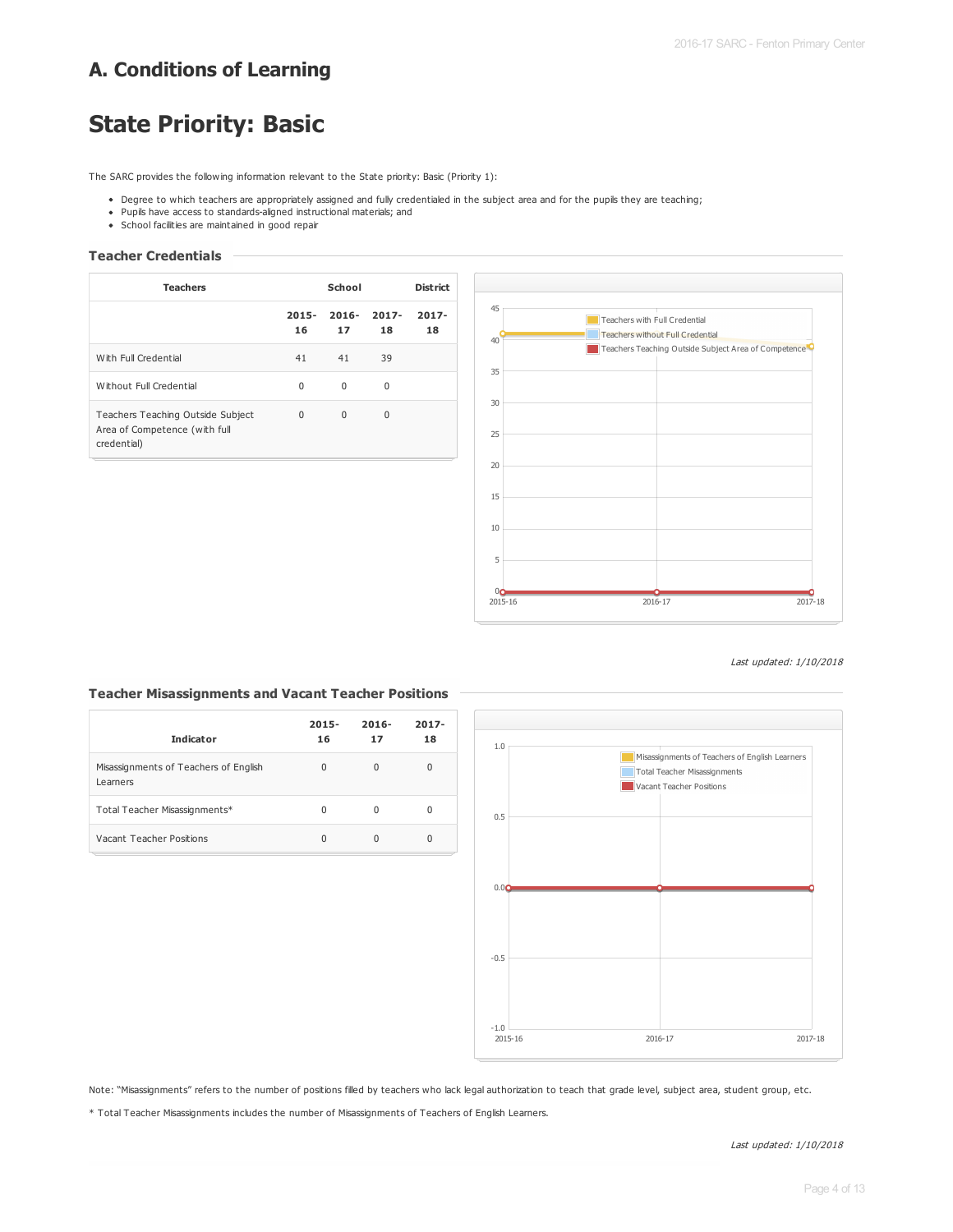# A. Conditions of Learning

# State Priority: Basic

The SARC provides the following information relevant to the State priority: Basic (Priority 1):

- Degree to which teachers are appropriately assigned and fully credentialed in the subject area and for the pupils they are teaching;
- Pupils have access to standards-aligned instructional materials; and
- School facilities are maintained in good repair

### Teacher Credentials

| Teachers | School | | | District |
|---|---|---|---|---|
| | 2015-16 | 2016-17 | 2017-18 | 2017-18 |
| With Full Credential | 41 | 41 | 39 | |
| Without Full Credential | 0 | 0 | 0 | |
| Teachers Teaching Outside Subject Area of Competence (with full credential) | 0 | 0 | 0 | |

*Last updated: 1/10/2018*

### Teacher Misassignments and Vacant Teacher Positions

| Indicator | 2015-16 | 2016-17 | 2017-18 |
|---|---|---|---|
| Misassignments of Teachers of English Learners | 0 | 0 | 0 |
| Total Teacher Misassignments* | 0 | 0 | 0 |
| Vacant Teacher Positions | 0 | 0 | 0 |

Note: "Misassignments" refers to the number of positions filled by teachers who lack legal authorization to teach that grade level, subject area, student group, etc.

* Total Teacher Misassignments includes the number of Misassignments of Teachers of English Learners.

*Last updated: 1/10/2018*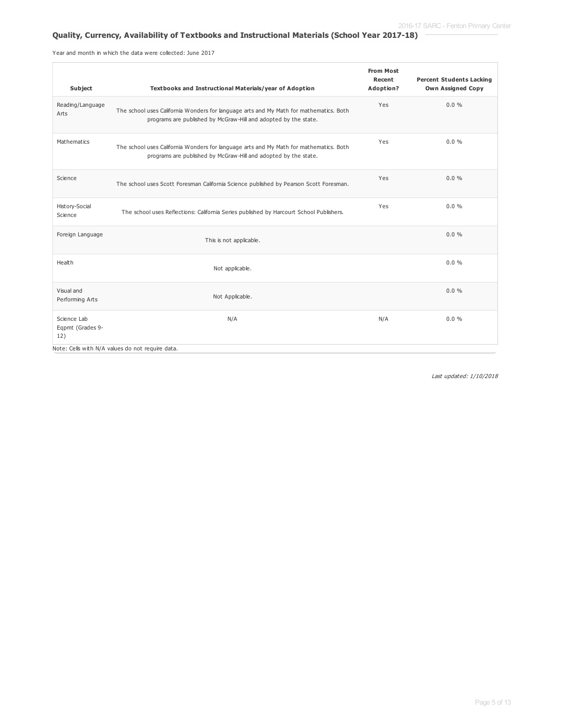## Quality, Currency, Availability of Textbooks and Instructional Materials (School Year 2017-18)

Year and month in which the data were collected: June 2017

| Subject | Textbooks and Instructional Materials/year of Adoption | From Most Recent Adoption? | Percent Students Lacking Own Assigned Copy |
| --- | --- | --- | --- |
| Reading/Language Arts | The school uses California Wonders for language arts and My Math for mathematics. Both programs are published by McGraw-Hill and adopted by the state. | Yes | 0.0 % |
| Mathematics | The school uses California Wonders for language arts and My Math for mathematics. Both programs are published by McGraw-Hill and adopted by the state. | Yes | 0.0 % |
| Science | The school uses Scott Foresman California Science published by Pearson Scott Foresman. | Yes | 0.0 % |
| History-Social Science | The school uses Reflections: California Series published by Harcourt School Publishers. | Yes | 0.0 % |
| Foreign Language | This is not applicable. | | 0.0 % |
| Health | Not applicable. | | 0.0 % |
| Visual and Performing Arts | Not Applicable. | | 0.0 % |
| Science Lab Eqpmt (Grades 9-12) | N/A | N/A | 0.0 % |

Note: Cells with N/A values do not require data.

*Last updated: 1/10/2018*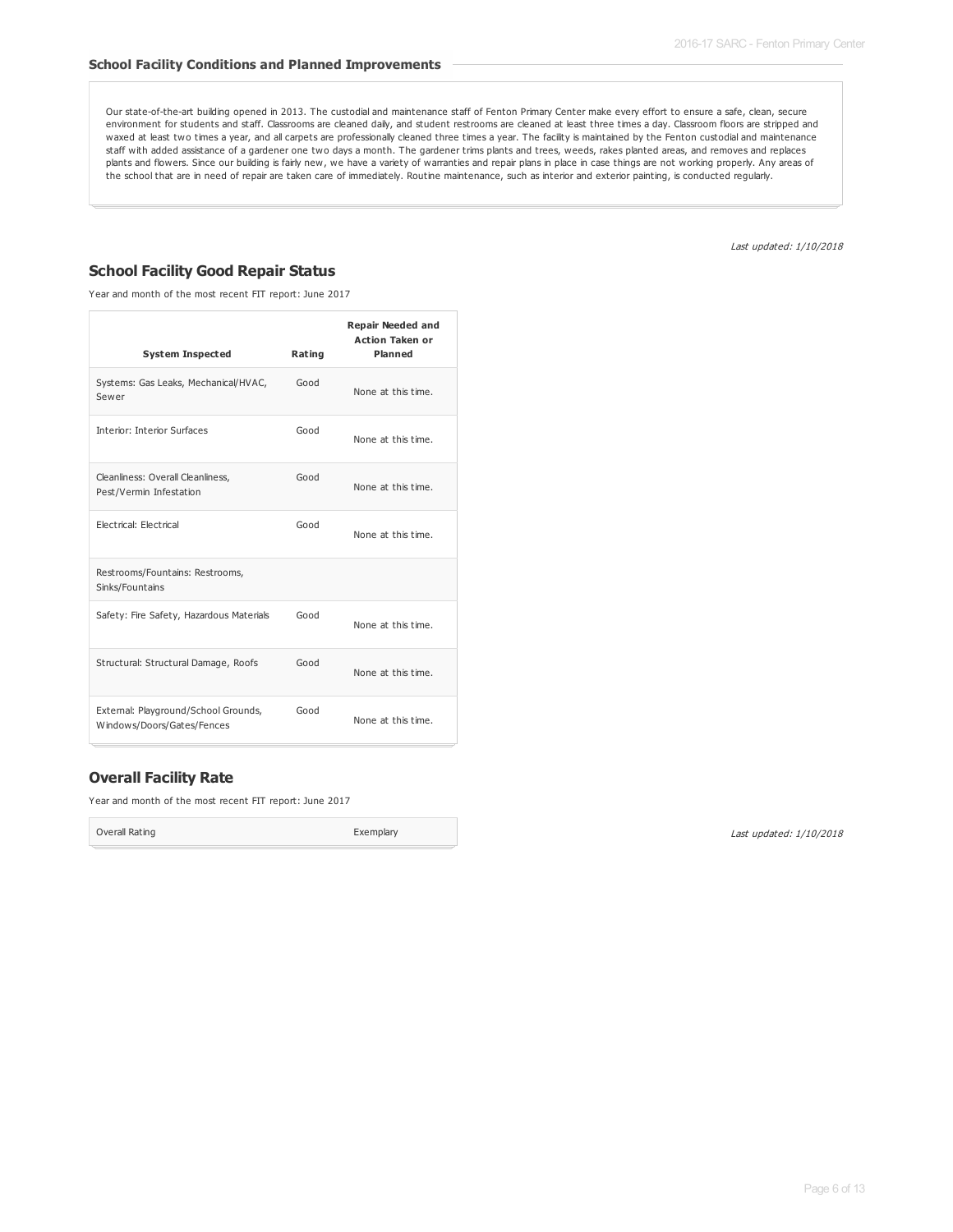### School Facility Conditions and Planned Improvements

Our state-of-the-art building opened in 2013. The custodial and maintenance staff of Fenton Primary Center make every effort to ensure a safe, clean, secure environment for students and staff. Classrooms are cleaned daily, and student restrooms are cleaned at least three times a day. Classroom floors are stripped and waxed at least two times a year, and all carpets are professionally cleaned three times a year. The facility is maintained by the Fenton custodial and maintenance staff with added assistance of a gardener one two days a month. The gardener trims plants and trees, weeds, rakes planted areas, and removes and replaces plants and flowers. Since our building is fairly new, we have a variety of warranties and repair plans in place in case things are not working properly. Any areas of the school that are in need of repair are taken care of immediately. Routine maintenance, such as interior and exterior painting, is conducted regularly.

*Last updated: 1/10/2018*

## School Facility Good Repair Status

Year and month of the most recent FIT report: June 2017

| System Inspected | Rating | Repair Needed and Action Taken or Planned |
|---|---|---|
| Systems: Gas Leaks, Mechanical/HVAC, Sewer | Good | None at this time. |
| Interior: Interior Surfaces | Good | None at this time. |
| Cleanliness: Overall Cleanliness, Pest/Vermin Infestation | Good | None at this time. |
| Electrical: Electrical | Good | None at this time. |
| Restrooms/Fountains: Restrooms, Sinks/Fountains | | |
| Safety: Fire Safety, Hazardous Materials | Good | None at this time. |
| Structural: Structural Damage, Roofs | Good | None at this time. |
| External: Playground/School Grounds, Windows/Doors/Gates/Fences | Good | None at this time. |

## Overall Facility Rate

Year and month of the most recent FIT report: June 2017

| Overall Rating | Exemplary |
|---|---|

*Last updated: 1/10/2018*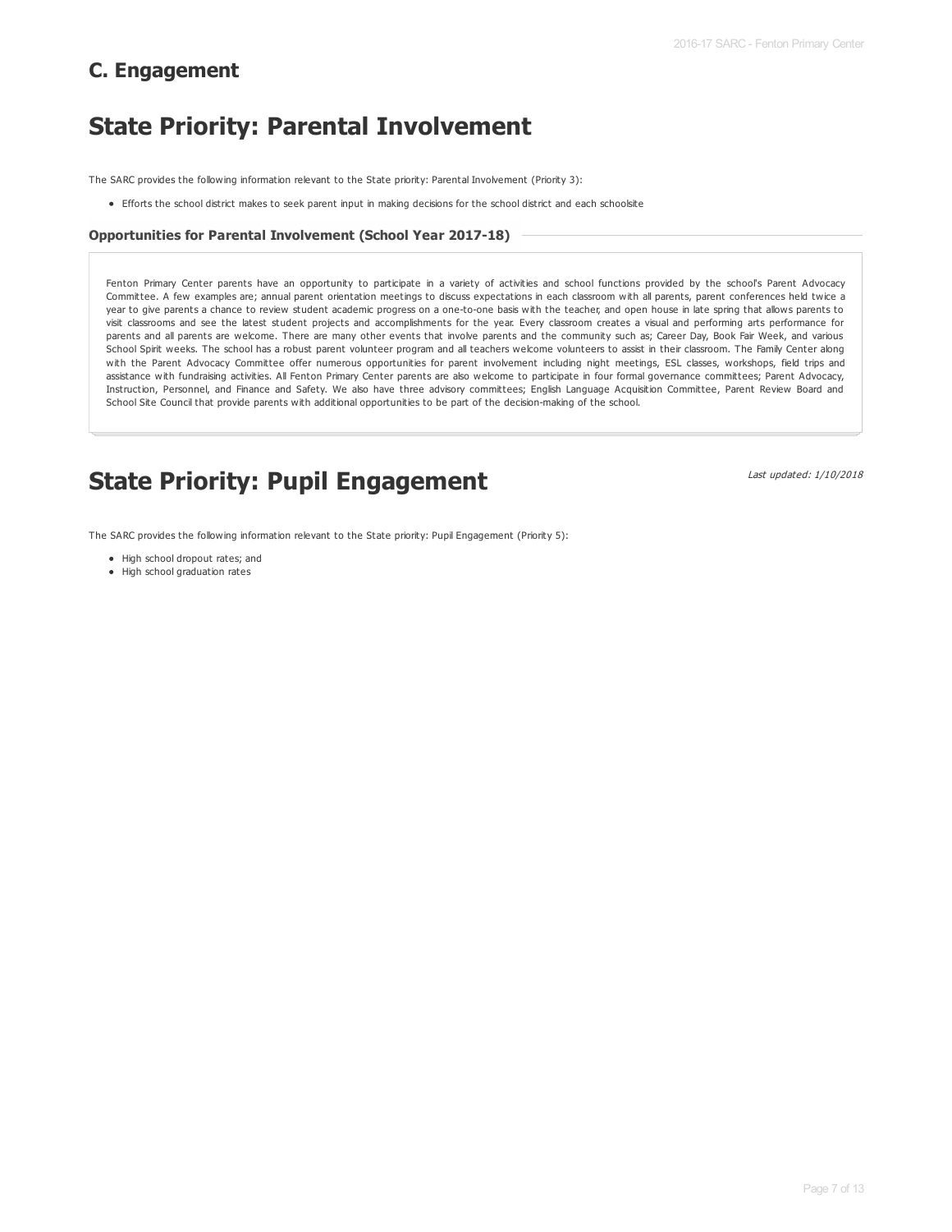## C. Engagement

# State Priority: Parental Involvement

The SARC provides the following information relevant to the State priority: Parental Involvement (Priority 3):

- Efforts the school district makes to seek parent input in making decisions for the school district and each schoolsite

### Opportunities for Parental Involvement (School Year 2017-18)

Fenton Primary Center parents have an opportunity to participate in a variety of activities and school functions provided by the school's Parent Advocacy Committee. A few examples are; annual parent orientation meetings to discuss expectations in each classroom with all parents, parent conferences held twice a year to give parents a chance to review student academic progress on a one-to-one basis with the teacher, and open house in late spring that allows parents to visit classrooms and see the latest student projects and accomplishments for the year. Every classroom creates a visual and performing arts performance for parents and all parents are welcome. There are many other events that involve parents and the community such as; Career Day, Book Fair Week, and various School Spirit weeks. The school has a robust parent volunteer program and all teachers welcome volunteers to assist in their classroom. The Family Center along with the Parent Advocacy Committee offer numerous opportunities for parent involvement including night meetings, ESL classes, workshops, field trips and assistance with fundraising activities. All Fenton Primary Center parents are also welcome to participate in four formal governance committees; Parent Advocacy, Instruction, Personnel, and Finance and Safety. We also have three advisory committees; English Language Acquisition Committee, Parent Review Board and School Site Council that provide parents with additional opportunities to be part of the decision-making of the school.

# State Priority: Pupil Engagement

*Last updated: 1/10/2018*

The SARC provides the following information relevant to the State priority: Pupil Engagement (Priority 5):

- High school dropout rates; and
- High school graduation rates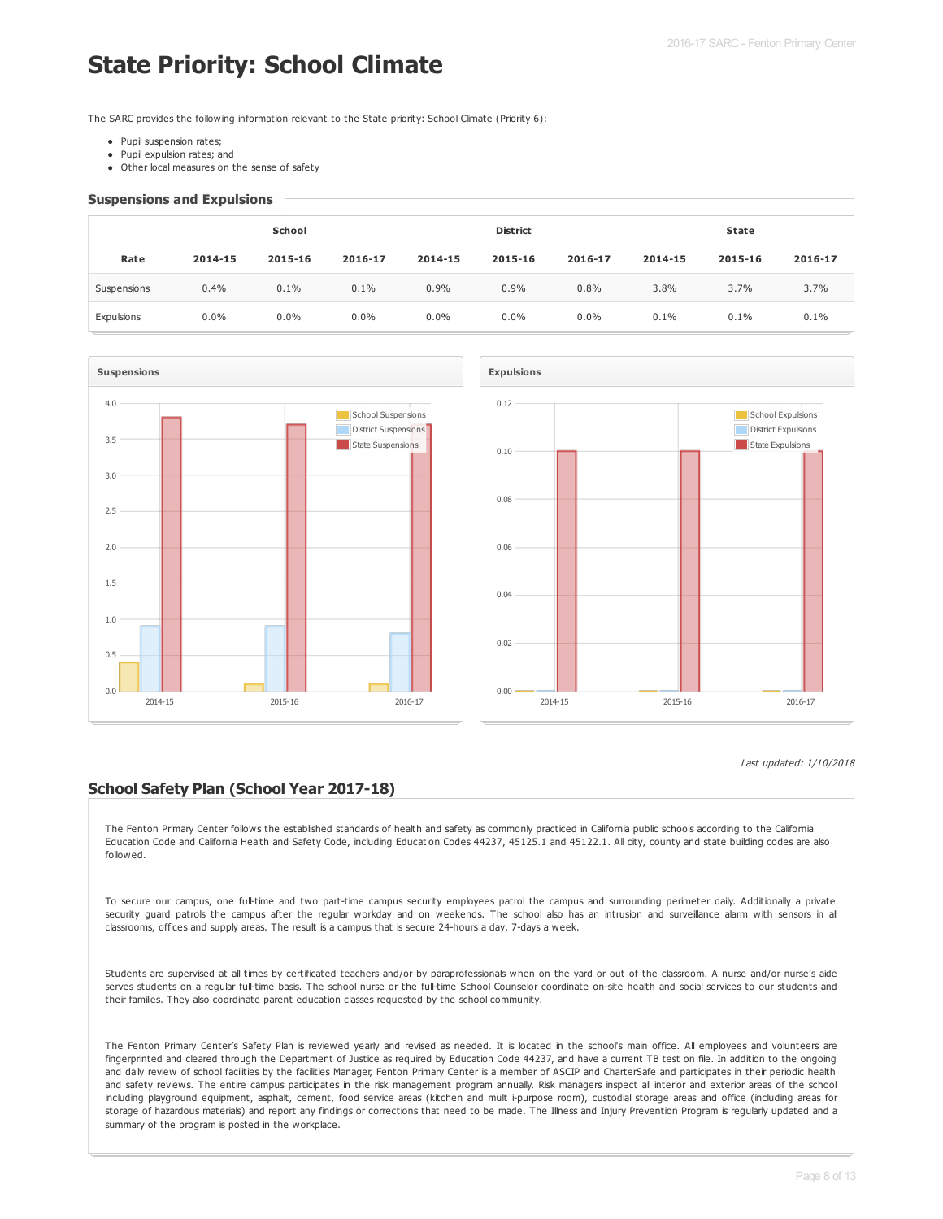# State Priority: School Climate

The SARC provides the following information relevant to the State priority: School Climate (Priority 6):

- Pupil suspension rates;
- Pupil expulsion rates; and
- Other local measures on the sense of safety

### Suspensions and Expulsions

| | School | | | District | | | State | | |
|---|---|---|---|---|---|---|---|---|---|
| Rate | 2014-15 | 2015-16 | 2016-17 | 2014-15 | 2015-16 | 2016-17 | 2014-15 | 2015-16 | 2016-17 |
| Suspensions | 0.4% | 0.1% | 0.1% | 0.9% | 0.9% | 0.8% | 3.8% | 3.7% | 3.7% |
| Expulsions | 0.0% | 0.0% | 0.0% | 0.0% | 0.0% | 0.0% | 0.1% | 0.1% | 0.1% |

*Last updated: 1/10/2018*

## School Safety Plan (School Year 2017-18)

The Fenton Primary Center follows the established standards of health and safety as commonly practiced in California public schools according to the California Education Code and California Health and Safety Code, including Education Codes 44237, 45125.1 and 45122.1. All city, county and state building codes are also followed.

To secure our campus, one full-time and two part-time campus security employees patrol the campus and surrounding perimeter daily. Additionally a private security guard patrols the campus after the regular workday and on weekends. The school also has an intrusion and surveillance alarm with sensors in all classrooms, offices and supply areas. The result is a campus that is secure 24-hours a day, 7-days a week.

Students are supervised at all times by certificated teachers and/or by paraprofessionals when on the yard or out of the classroom. A nurse and/or nurse's aide serves students on a regular full-time basis. The school nurse or the full-time School Counselor coordinate on-site health and social services to our students and their families. They also coordinate parent education classes requested by the school community.

The Fenton Primary Center's Safety Plan is reviewed yearly and revised as needed. It is located in the school's main office. All employees and volunteers are fingerprinted and cleared through the Department of Justice as required by Education Code 44237, and have a current TB test on file. In addition to the ongoing and daily review of school facilities by the facilities Manager, Fenton Primary Center is a member of ASCIP and CharterSafe and participates in their periodic health and safety reviews. The entire campus participates in the risk management program annually. Risk managers inspect all interior and exterior areas of the school including playground equipment, asphalt, cement, food service areas (kitchen and multi-purpose room), custodial storage areas and office (including areas for storage of hazardous materials) and report any findings or corrections that need to be made. The Illness and Injury Prevention Program is regularly updated and a summary of the program is posted in the workplace.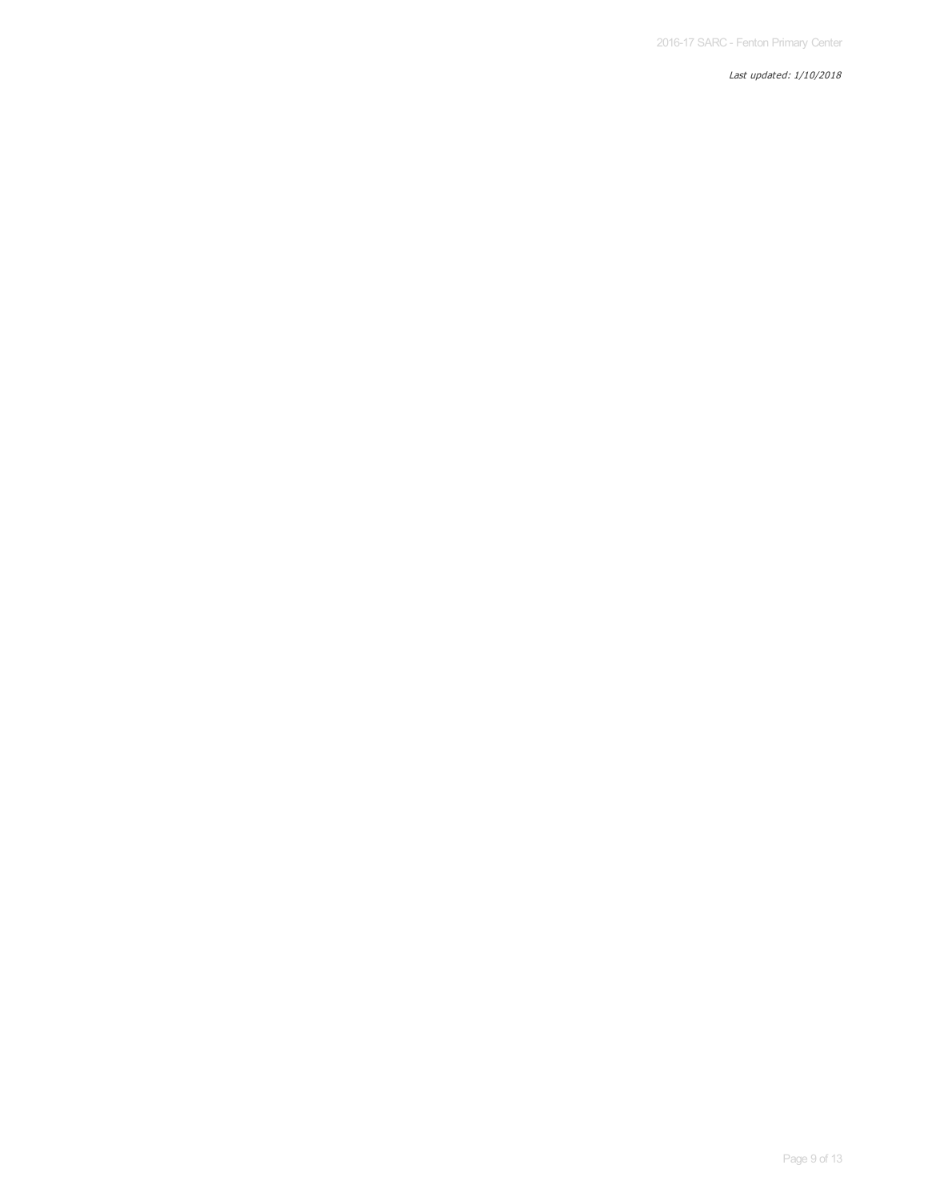*Last updated: 1/10/2018*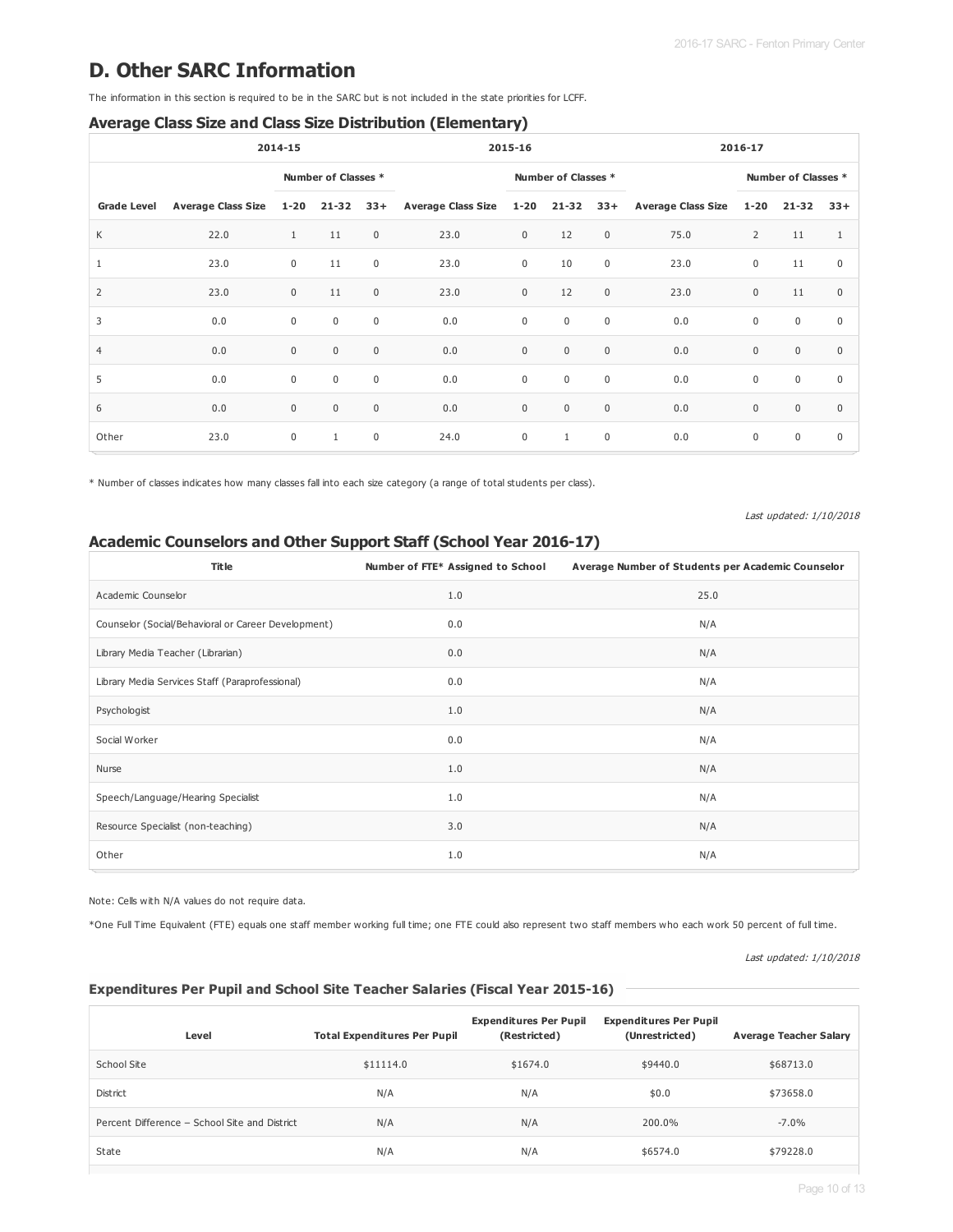# D. Other SARC Information

The information in this section is required to be in the SARC but is not included in the state priorities for LCFF.

### Average Class Size and Class Size Distribution (Elementary)

| | 2014-15 | | | | 2015-16 | | | | 2016-17 | | | |
|---|---|---|---|---|---|---|---|---|---|---|---|---|
| | | Number of Classes * | | | | Number of Classes * | | | | Number of Classes * | | |
| Grade Level | Average Class Size | 1-20 | 21-32 | 33+ | Average Class Size | 1-20 | 21-32 | 33+ | Average Class Size | 1-20 | 21-32 | 33+ |
| K | 22.0 | 1 | 11 | 0 | 23.0 | 0 | 12 | 0 | 75.0 | 2 | 11 | 1 |
| 1 | 23.0 | 0 | 11 | 0 | 23.0 | 0 | 10 | 0 | 23.0 | 0 | 11 | 0 |
| 2 | 23.0 | 0 | 11 | 0 | 23.0 | 0 | 12 | 0 | 23.0 | 0 | 11 | 0 |
| 3 | 0.0 | 0 | 0 | 0 | 0.0 | 0 | 0 | 0 | 0.0 | 0 | 0 | 0 |
| 4 | 0.0 | 0 | 0 | 0 | 0.0 | 0 | 0 | 0 | 0.0 | 0 | 0 | 0 |
| 5 | 0.0 | 0 | 0 | 0 | 0.0 | 0 | 0 | 0 | 0.0 | 0 | 0 | 0 |
| 6 | 0.0 | 0 | 0 | 0 | 0.0 | 0 | 0 | 0 | 0.0 | 0 | 0 | 0 |
| Other | 23.0 | 0 | 1 | 0 | 24.0 | 0 | 1 | 0 | 0.0 | 0 | 0 | 0 |

* Number of classes indicates how many classes fall into each size category (a range of total students per class).

*Last updated: 1/10/2018*

### Academic Counselors and Other Support Staff (School Year 2016-17)

| Title | Number of FTE* Assigned to School | Average Number of Students per Academic Counselor |
|---|---|---|
| Academic Counselor | 1.0 | 25.0 |
| Counselor (Social/Behavioral or Career Development) | 0.0 | N/A |
| Library Media Teacher (Librarian) | 0.0 | N/A |
| Library Media Services Staff (Paraprofessional) | 0.0 | N/A |
| Psychologist | 1.0 | N/A |
| Social Worker | 0.0 | N/A |
| Nurse | 1.0 | N/A |
| Speech/Language/Hearing Specialist | 1.0 | N/A |
| Resource Specialist (non-teaching) | 3.0 | N/A |
| Other | 1.0 | N/A |

Note: Cells with N/A values do not require data.

*One Full Time Equivalent (FTE) equals one staff member working full time; one FTE could also represent two staff members who each work 50 percent of full time.

*Last updated: 1/10/2018*

#### Expenditures Per Pupil and School Site Teacher Salaries (Fiscal Year 2015-16)

| Level | Total Expenditures Per Pupil | Expenditures Per Pupil (Restricted) | Expenditures Per Pupil (Unrestricted) | Average Teacher Salary |
|---|---|---|---|---|
| School Site | $11114.0 | $1674.0 | $9440.0 | $68713.0 |
| District | N/A | N/A | $0.0 | $73658.0 |
| Percent Difference – School Site and District | N/A | N/A | 200.0% | -7.0% |
| State | N/A | N/A | $6574.0 | $79228.0 |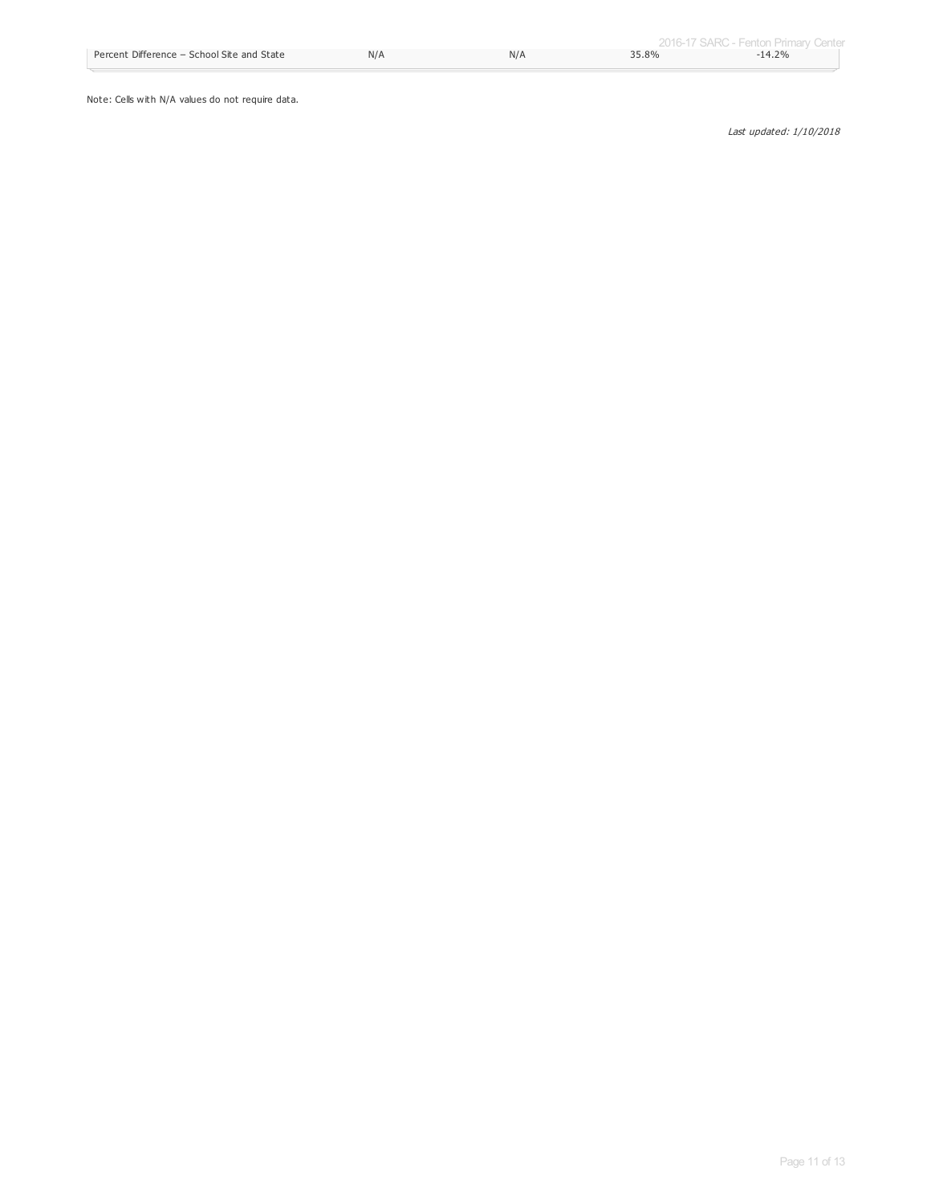| | | | | |
|---|---|---|---|---|
| Percent Difference – School Site and State | N/A | N/A | 35.8% | -14.2% |

Note: Cells with N/A values do not require data.

*Last updated: 1/10/2018*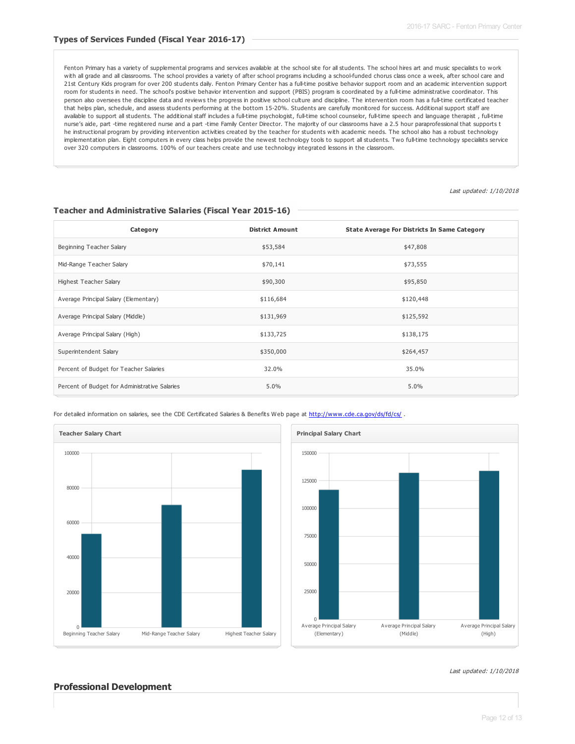## Types of Services Funded (Fiscal Year 2016-17)

Fenton Primary has a variety of supplemental programs and services available at the school site for all students. The school hires art and music specialists to work with all grade and all classrooms. The school provides a variety of after school programs including a school-funded chorus class once a week, after school care and 21st Century Kids program for over 200 students daily. Fenton Primary Center has a full-time positive behavior support room and an academic intervention support room for students in need. The school's positive behavior intervention and support (PBIS) program is coordinated by a full-time administrative coordinator. This person also oversees the discipline data and reviews the progress in positive school culture and discipline. The intervention room has a full-time certificated teacher that helps plan, schedule, and assess students performing at the bottom 15-20%. Students are carefully monitored for success. Additional support staff are available to support all students. The additional staff includes a full-time psychologist, full-time school counselor, full-time speech and language therapist , full-time nurse's aide, part -time registered nurse and a part -time Family Center Director. The majority of our classrooms have a 2.5 hour paraprofessional that supports t he instructional program by providing intervention activities created by the teacher for students with academic needs. The school also has a robust technology implementation plan. Eight computers in every class helps provide the newest technology tools to support all students. Two full-time technology specialists service over 320 computers in classrooms. 100% of our teachers create and use technology integrated lessons in the classroom.

*Last updated: 1/10/2018*

## Teacher and Administrative Salaries (Fiscal Year 2015-16)

| Category | District Amount | State Average For Districts In Same Category |
|---|---|---|
| Beginning Teacher Salary | $53,584 | $47,808 |
| Mid-Range Teacher Salary | $70,141 | $73,555 |
| Highest Teacher Salary | $90,300 | $95,850 |
| Average Principal Salary (Elementary) | $116,684 | $120,448 |
| Average Principal Salary (Middle) | $131,969 | $125,592 |
| Average Principal Salary (High) | $133,725 | $138,175 |
| Superintendent Salary | $350,000 | $264,457 |
| Percent of Budget for Teacher Salaries | 32.0% | 35.0% |
| Percent of Budget for Administrative Salaries | 5.0% | 5.0% |

For detailed information on salaries, see the CDE Certificated Salaries & Benefits Web page at http://www.cde.ca.gov/ds/fd/cs/ .

**Teacher Salary Chart**

**Principal Salary Chart**

*Last updated: 1/10/2018*

## Professional Development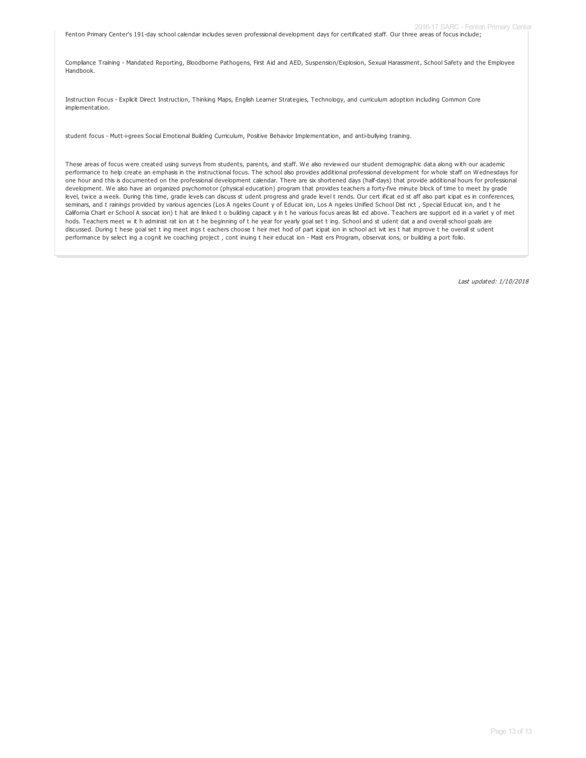Fenton Primary Center's 191-day school calendar includes seven professional development days for certificated staff. Our three areas of focus include;

Compliance Training - Mandated Reporting, Bloodborne Pathogens, First Aid and AED, Suspension/Explosion, Sexual Harassment, School Safety and the Employee Handbook.

Instruction Focus - Explicit Direct Instruction, Thinking Maps, English Learner Strategies, Technology, and curriculum adoption including Common Core implementation.

student focus - Mutt-i-grees Social Emotional Building Curriculum, Positive Behavior Implementation, and anti-bullying training.

These areas of focus were created using surveys from students, parents, and staff. We also reviewed our student demographic data along with our academic performance to help create an emphasis in the instructional focus. The school also provides additional professional development for whole staff on Wednesdays for one hour and this is documented on the professional development calendar. There are six shortened days (half-days) that provide additional hours for professional development. We also have an organized psychomotor (physical education) program that provides teachers a forty-five minute block of time to meet by grade level, twice a week. During this time, grade levels can discuss student progress and grade level trends. Our certificated staff also participates in conferences, seminars, and trainings provided by various agencies (Los Angeles County of Education, Los Angeles Unified School District, Special Education, and the California Charter School Association) that are linked to building capacity in the various focus areas listed above. Teachers are supported in a variety of methods. Teachers meet with administration at the beginning of the year for yearly goal setting. School and student data and overall school goals are discussed. During these goal setting meetings teachers choose their method of participation in school activities that improve the overall student performance by selecting a cognitive coaching project, continuing their education - Masters Program, observations, or building a portfolio.

*Last updated: 1/10/2018*